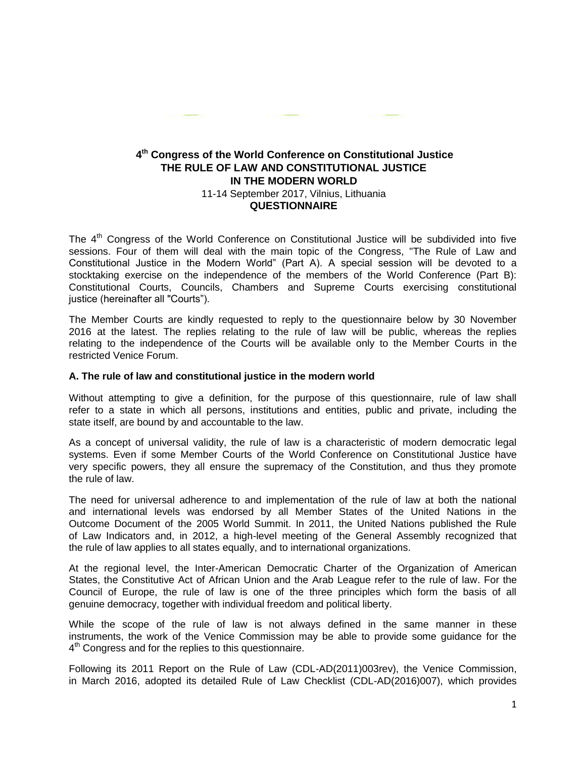# 4th Congress of the World Conference on Constitutional Justice
## THE RULE OF LAW AND CONSTITUTIONAL JUSTICE IN THE MODERN WORLD

11-14 September 2017, Vilnius, Lithuania

**QUESTIONNAIRE**

The 4th Congress of the World Conference on Constitutional Justice will be subdivided into five sessions. Four of them will deal with the main topic of the Congress, "The Rule of Law and Constitutional Justice in the Modern World" (Part A). A special session will be devoted to a stocktaking exercise on the independence of the members of the World Conference (Part B): Constitutional Courts, Councils, Chambers and Supreme Courts exercising constitutional justice (hereinafter all "Courts").

The Member Courts are kindly requested to reply to the questionnaire below by 30 November 2016 at the latest. The replies relating to the rule of law will be public, whereas the replies relating to the independence of the Courts will be available only to the Member Courts in the restricted Venice Forum.

### A. The rule of law and constitutional justice in the modern world

Without attempting to give a definition, for the purpose of this questionnaire, rule of law shall refer to a state in which all persons, institutions and entities, public and private, including the state itself, are bound by and accountable to the law.

As a concept of universal validity, the rule of law is a characteristic of modern democratic legal systems. Even if some Member Courts of the World Conference on Constitutional Justice have very specific powers, they all ensure the supremacy of the Constitution, and thus they promote the rule of law.

The need for universal adherence to and implementation of the rule of law at both the national and international levels was endorsed by all Member States of the United Nations in the Outcome Document of the 2005 World Summit. In 2011, the United Nations published the Rule of Law Indicators and, in 2012, a high-level meeting of the General Assembly recognized that the rule of law applies to all states equally, and to international organizations.

At the regional level, the Inter-American Democratic Charter of the Organization of American States, the Constitutive Act of African Union and the Arab League refer to the rule of law. For the Council of Europe, the rule of law is one of the three principles which form the basis of all genuine democracy, together with individual freedom and political liberty.

While the scope of the rule of law is not always defined in the same manner in these instruments, the work of the Venice Commission may be able to provide some guidance for the 4th Congress and for the replies to this questionnaire.

Following its 2011 Report on the Rule of Law (CDL-AD(2011)003rev), the Venice Commission, in March 2016, adopted its detailed Rule of Law Checklist (CDL-AD(2016)007), which provides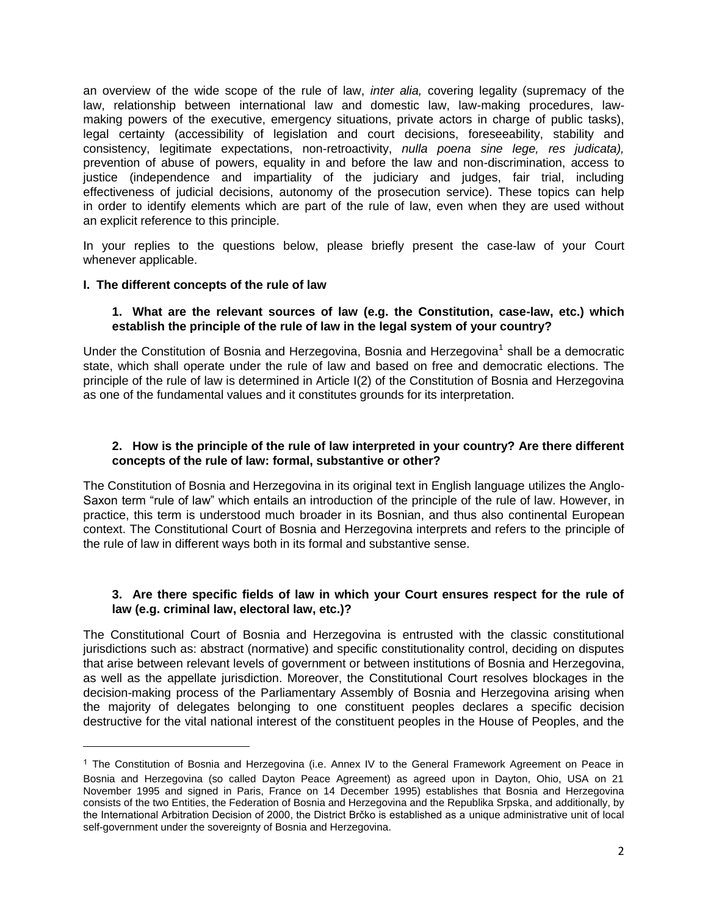an overview of the wide scope of the rule of law, *inter alia,* covering legality (supremacy of the law, relationship between international law and domestic law, law-making procedures, law-making powers of the executive, emergency situations, private actors in charge of public tasks), legal certainty (accessibility of legislation and court decisions, foreseeability, stability and consistency, legitimate expectations, non-retroactivity, *nulla poena sine lege, res judicata),* prevention of abuse of powers, equality in and before the law and non-discrimination, access to justice (independence and impartiality of the judiciary and judges, fair trial, including effectiveness of judicial decisions, autonomy of the prosecution service). These topics can help in order to identify elements which are part of the rule of law, even when they are used without an explicit reference to this principle.

In your replies to the questions below, please briefly present the case-law of your Court whenever applicable.

**I. The different concepts of the rule of law**

**1. What are the relevant sources of law (e.g. the Constitution, case-law, etc.) which establish the principle of the rule of law in the legal system of your country?**

Under the Constitution of Bosnia and Herzegovina, Bosnia and Herzegovina[1] shall be a democratic state, which shall operate under the rule of law and based on free and democratic elections. The principle of the rule of law is determined in Article I(2) of the Constitution of Bosnia and Herzegovina as one of the fundamental values and it constitutes grounds for its interpretation.

**2. How is the principle of the rule of law interpreted in your country? Are there different concepts of the rule of law: formal, substantive or other?**

The Constitution of Bosnia and Herzegovina in its original text in English language utilizes the Anglo-Saxon term "rule of law" which entails an introduction of the principle of the rule of law. However, in practice, this term is understood much broader in its Bosnian, and thus also continental European context. The Constitutional Court of Bosnia and Herzegovina interprets and refers to the principle of the rule of law in different ways both in its formal and substantive sense.

**3. Are there specific fields of law in which your Court ensures respect for the rule of law (e.g. criminal law, electoral law, etc.)?**

The Constitutional Court of Bosnia and Herzegovina is entrusted with the classic constitutional jurisdictions such as: abstract (normative) and specific constitutionality control, deciding on disputes that arise between relevant levels of government or between institutions of Bosnia and Herzegovina, as well as the appellate jurisdiction. Moreover, the Constitutional Court resolves blockages in the decision-making process of the Parliamentary Assembly of Bosnia and Herzegovina arising when the majority of delegates belonging to one constituent peoples declares a specific decision destructive for the vital national interest of the constituent peoples in the House of Peoples, and the

---

[1] The Constitution of Bosnia and Herzegovina (i.e. Annex IV to the General Framework Agreement on Peace in Bosnia and Herzegovina (so called Dayton Peace Agreement) as agreed upon in Dayton, Ohio, USA on 21 November 1995 and signed in Paris, France on 14 December 1995) establishes that Bosnia and Herzegovina consists of the two Entities, the Federation of Bosnia and Herzegovina and the Republika Srpska, and additionally, by the International Arbitration Decision of 2000, the District Brčko is established as a unique administrative unit of local self-government under the sovereignty of Bosnia and Herzegovina.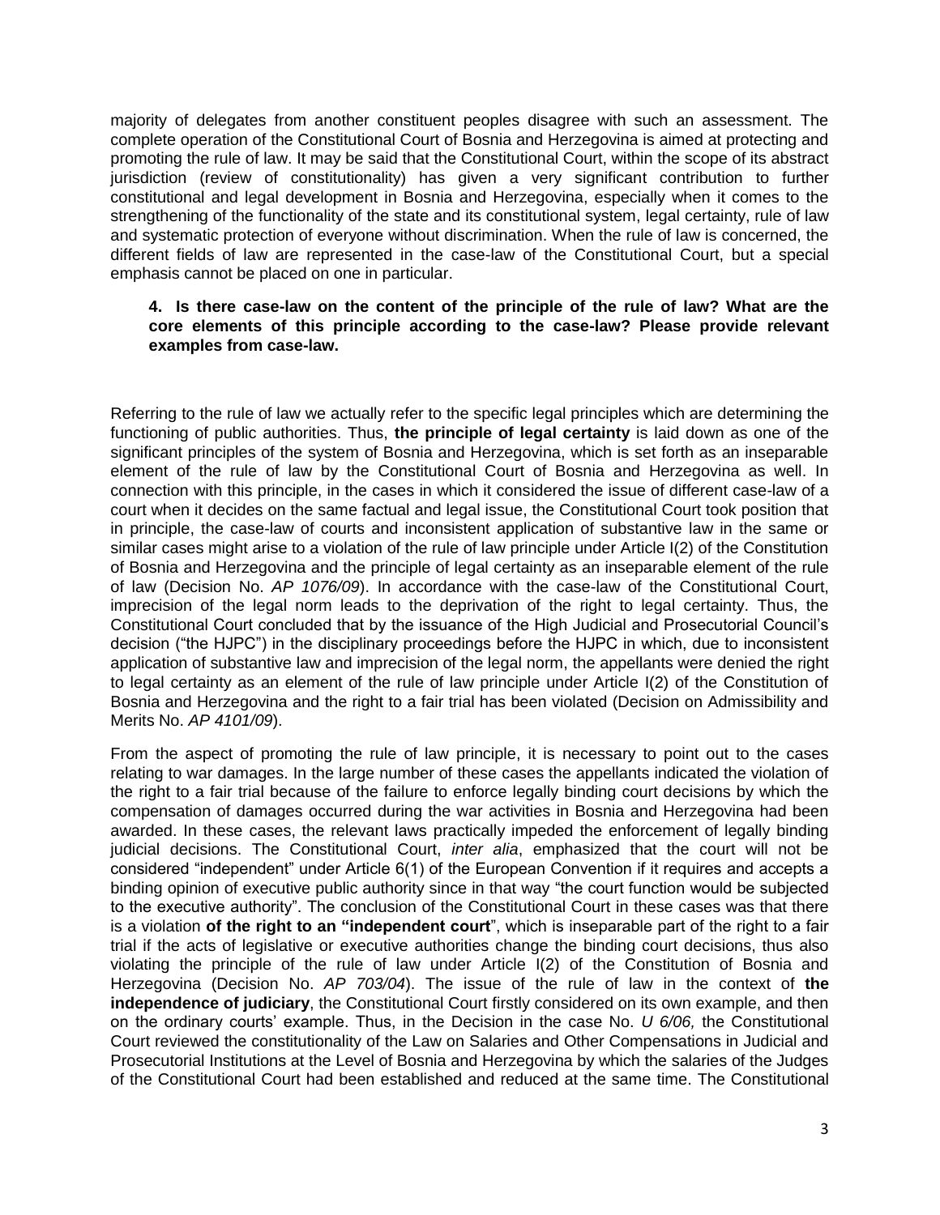majority of delegates from another constituent peoples disagree with such an assessment. The complete operation of the Constitutional Court of Bosnia and Herzegovina is aimed at protecting and promoting the rule of law. It may be said that the Constitutional Court, within the scope of its abstract jurisdiction (review of constitutionality) has given a very significant contribution to further constitutional and legal development in Bosnia and Herzegovina, especially when it comes to the strengthening of the functionality of the state and its constitutional system, legal certainty, rule of law and systematic protection of everyone without discrimination. When the rule of law is concerned, the different fields of law are represented in the case-law of the Constitutional Court, but a special emphasis cannot be placed on one in particular.

**4. Is there case-law on the content of the principle of the rule of law? What are the core elements of this principle according to the case-law? Please provide relevant examples from case-law.**

Referring to the rule of law we actually refer to the specific legal principles which are determining the functioning of public authorities. Thus, **the principle of legal certainty** is laid down as one of the significant principles of the system of Bosnia and Herzegovina, which is set forth as an inseparable element of the rule of law by the Constitutional Court of Bosnia and Herzegovina as well. In connection with this principle, in the cases in which it considered the issue of different case-law of a court when it decides on the same factual and legal issue, the Constitutional Court took position that in principle, the case-law of courts and inconsistent application of substantive law in the same or similar cases might arise to a violation of the rule of law principle under Article I(2) of the Constitution of Bosnia and Herzegovina and the principle of legal certainty as an inseparable element of the rule of law (Decision No. *AP 1076/09*). In accordance with the case-law of the Constitutional Court, imprecision of the legal norm leads to the deprivation of the right to legal certainty. Thus, the Constitutional Court concluded that by the issuance of the High Judicial and Prosecutorial Council's decision ("the HJPC") in the disciplinary proceedings before the HJPC in which, due to inconsistent application of substantive law and imprecision of the legal norm, the appellants were denied the right to legal certainty as an element of the rule of law principle under Article I(2) of the Constitution of Bosnia and Herzegovina and the right to a fair trial has been violated (Decision on Admissibility and Merits No. *AP 4101/09*).

From the aspect of promoting the rule of law principle, it is necessary to point out to the cases relating to war damages. In the large number of these cases the appellants indicated the violation of the right to a fair trial because of the failure to enforce legally binding court decisions by which the compensation of damages occurred during the war activities in Bosnia and Herzegovina had been awarded. In these cases, the relevant laws practically impeded the enforcement of legally binding judicial decisions. The Constitutional Court, *inter alia*, emphasized that the court will not be considered "independent" under Article 6(1) of the European Convention if it requires and accepts a binding opinion of executive public authority since in that way "the court function would be subjected to the executive authority". The conclusion of the Constitutional Court in these cases was that there is a violation **of the right to an "independent court**", which is inseparable part of the right to a fair trial if the acts of legislative or executive authorities change the binding court decisions, thus also violating the principle of the rule of law under Article I(2) of the Constitution of Bosnia and Herzegovina (Decision No. *AP 703/04*). The issue of the rule of law in the context of **the independence of judiciary**, the Constitutional Court firstly considered on its own example, and then on the ordinary courts' example. Thus, in the Decision in the case No. *U 6/06,* the Constitutional Court reviewed the constitutionality of the Law on Salaries and Other Compensations in Judicial and Prosecutorial Institutions at the Level of Bosnia and Herzegovina by which the salaries of the Judges of the Constitutional Court had been established and reduced at the same time. The Constitutional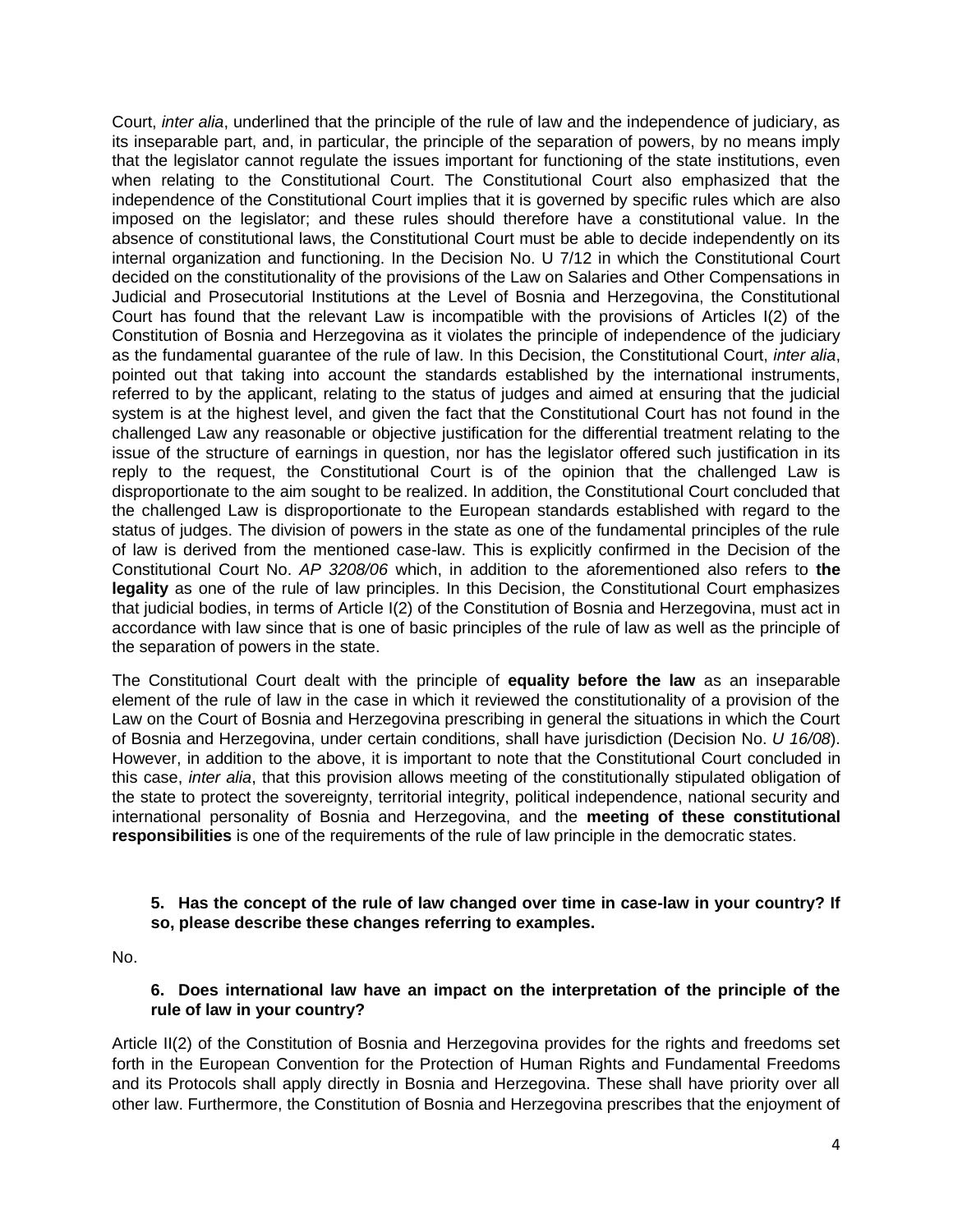Court, *inter alia*, underlined that the principle of the rule of law and the independence of judiciary, as its inseparable part, and, in particular, the principle of the separation of powers, by no means imply that the legislator cannot regulate the issues important for functioning of the state institutions, even when relating to the Constitutional Court. The Constitutional Court also emphasized that the independence of the Constitutional Court implies that it is governed by specific rules which are also imposed on the legislator; and these rules should therefore have a constitutional value. In the absence of constitutional laws, the Constitutional Court must be able to decide independently on its internal organization and functioning. In the Decision No. U 7/12 in which the Constitutional Court decided on the constitutionality of the provisions of the Law on Salaries and Other Compensations in Judicial and Prosecutorial Institutions at the Level of Bosnia and Herzegovina, the Constitutional Court has found that the relevant Law is incompatible with the provisions of Articles I(2) of the Constitution of Bosnia and Herzegovina as it violates the principle of independence of the judiciary as the fundamental guarantee of the rule of law. In this Decision, the Constitutional Court, *inter alia*, pointed out that taking into account the standards established by the international instruments, referred to by the applicant, relating to the status of judges and aimed at ensuring that the judicial system is at the highest level, and given the fact that the Constitutional Court has not found in the challenged Law any reasonable or objective justification for the differential treatment relating to the issue of the structure of earnings in question, nor has the legislator offered such justification in its reply to the request, the Constitutional Court is of the opinion that the challenged Law is disproportionate to the aim sought to be realized. In addition, the Constitutional Court concluded that the challenged Law is disproportionate to the European standards established with regard to the status of judges. The division of powers in the state as one of the fundamental principles of the rule of law is derived from the mentioned case-law. This is explicitly confirmed in the Decision of the Constitutional Court No. *AP 3208/06* which, in addition to the aforementioned also refers to **the legality** as one of the rule of law principles. In this Decision, the Constitutional Court emphasizes that judicial bodies, in terms of Article I(2) of the Constitution of Bosnia and Herzegovina, must act in accordance with law since that is one of basic principles of the rule of law as well as the principle of the separation of powers in the state.

The Constitutional Court dealt with the principle of **equality before the law** as an inseparable element of the rule of law in the case in which it reviewed the constitutionality of a provision of the Law on the Court of Bosnia and Herzegovina prescribing in general the situations in which the Court of Bosnia and Herzegovina, under certain conditions, shall have jurisdiction (Decision No. *U 16/08*). However, in addition to the above, it is important to note that the Constitutional Court concluded in this case, *inter alia*, that this provision allows meeting of the constitutionally stipulated obligation of the state to protect the sovereignty, territorial integrity, political independence, national security and international personality of Bosnia and Herzegovina, and the **meeting of these constitutional responsibilities** is one of the requirements of the rule of law principle in the democratic states.

**5. Has the concept of the rule of law changed over time in case-law in your country? If so, please describe these changes referring to examples.**

No.

**6. Does international law have an impact on the interpretation of the principle of the rule of law in your country?**

Article II(2) of the Constitution of Bosnia and Herzegovina provides for the rights and freedoms set forth in the European Convention for the Protection of Human Rights and Fundamental Freedoms and its Protocols shall apply directly in Bosnia and Herzegovina. These shall have priority over all other law. Furthermore, the Constitution of Bosnia and Herzegovina prescribes that the enjoyment of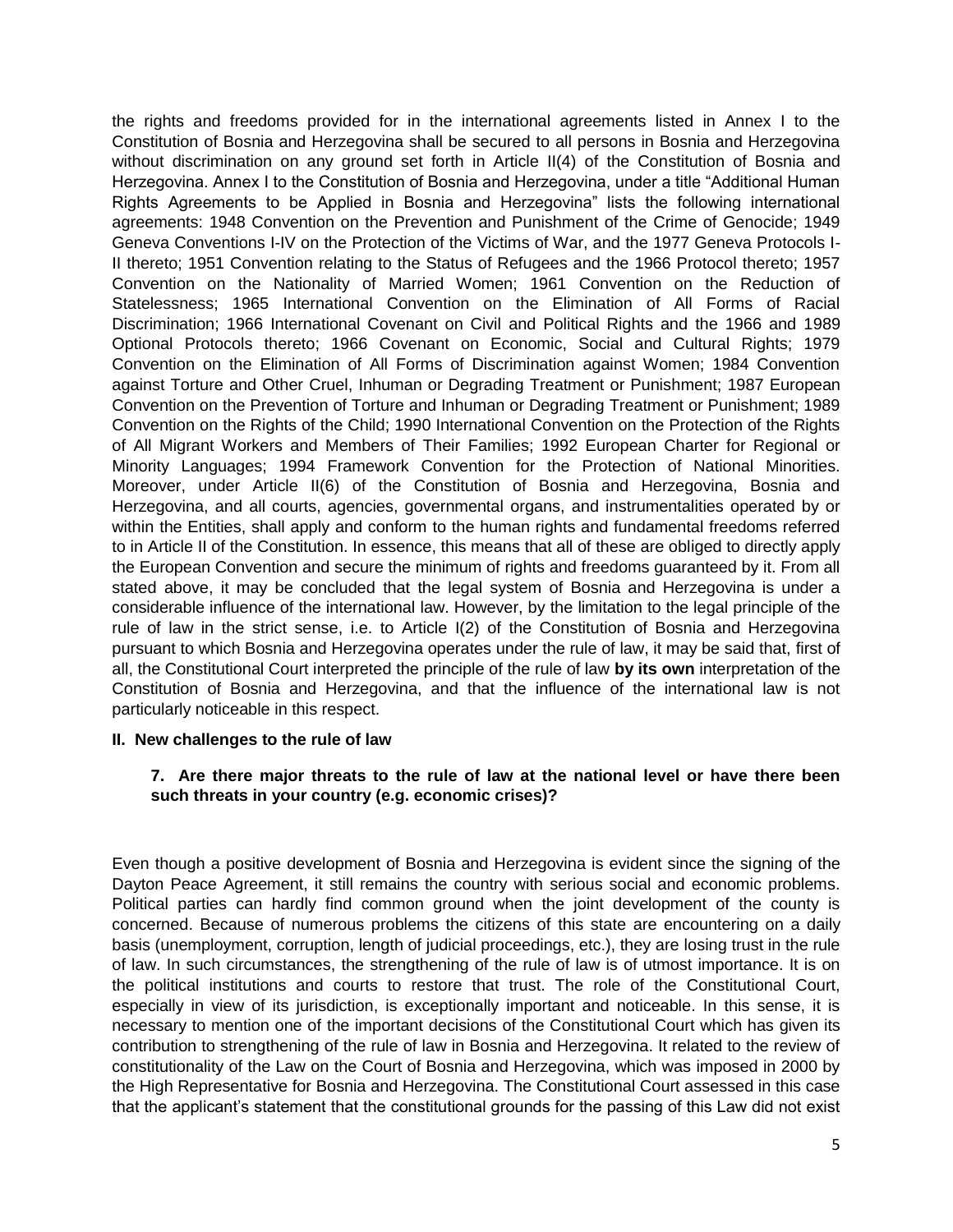the rights and freedoms provided for in the international agreements listed in Annex I to the Constitution of Bosnia and Herzegovina shall be secured to all persons in Bosnia and Herzegovina without discrimination on any ground set forth in Article II(4) of the Constitution of Bosnia and Herzegovina. Annex I to the Constitution of Bosnia and Herzegovina, under a title "Additional Human Rights Agreements to be Applied in Bosnia and Herzegovina" lists the following international agreements: 1948 Convention on the Prevention and Punishment of the Crime of Genocide; 1949 Geneva Conventions I-IV on the Protection of the Victims of War, and the 1977 Geneva Protocols I-II thereto; 1951 Convention relating to the Status of Refugees and the 1966 Protocol thereto; 1957 Convention on the Nationality of Married Women; 1961 Convention on the Reduction of Statelessness; 1965 International Convention on the Elimination of All Forms of Racial Discrimination; 1966 International Covenant on Civil and Political Rights and the 1966 and 1989 Optional Protocols thereto; 1966 Covenant on Economic, Social and Cultural Rights; 1979 Convention on the Elimination of All Forms of Discrimination against Women; 1984 Convention against Torture and Other Cruel, Inhuman or Degrading Treatment or Punishment; 1987 European Convention on the Prevention of Torture and Inhuman or Degrading Treatment or Punishment; 1989 Convention on the Rights of the Child; 1990 International Convention on the Protection of the Rights of All Migrant Workers and Members of Their Families; 1992 European Charter for Regional or Minority Languages; 1994 Framework Convention for the Protection of National Minorities. Moreover, under Article II(6) of the Constitution of Bosnia and Herzegovina, Bosnia and Herzegovina, and all courts, agencies, governmental organs, and instrumentalities operated by or within the Entities, shall apply and conform to the human rights and fundamental freedoms referred to in Article II of the Constitution. In essence, this means that all of these are obliged to directly apply the European Convention and secure the minimum of rights and freedoms guaranteed by it. From all stated above, it may be concluded that the legal system of Bosnia and Herzegovina is under a considerable influence of the international law. However, by the limitation to the legal principle of the rule of law in the strict sense, i.e. to Article I(2) of the Constitution of Bosnia and Herzegovina pursuant to which Bosnia and Herzegovina operates under the rule of law, it may be said that, first of all, the Constitutional Court interpreted the principle of the rule of law **by its own** interpretation of the Constitution of Bosnia and Herzegovina, and that the influence of the international law is not particularly noticeable in this respect.

## II. New challenges to the rule of law

### 7. Are there major threats to the rule of law at the national level or have there been such threats in your country (e.g. economic crises)?

Even though a positive development of Bosnia and Herzegovina is evident since the signing of the Dayton Peace Agreement, it still remains the country with serious social and economic problems. Political parties can hardly find common ground when the joint development of the county is concerned. Because of numerous problems the citizens of this state are encountering on a daily basis (unemployment, corruption, length of judicial proceedings, etc.), they are losing trust in the rule of law. In such circumstances, the strengthening of the rule of law is of utmost importance. It is on the political institutions and courts to restore that trust. The role of the Constitutional Court, especially in view of its jurisdiction, is exceptionally important and noticeable. In this sense, it is necessary to mention one of the important decisions of the Constitutional Court which has given its contribution to strengthening of the rule of law in Bosnia and Herzegovina. It related to the review of constitutionality of the Law on the Court of Bosnia and Herzegovina, which was imposed in 2000 by the High Representative for Bosnia and Herzegovina. The Constitutional Court assessed in this case that the applicant's statement that the constitutional grounds for the passing of this Law did not exist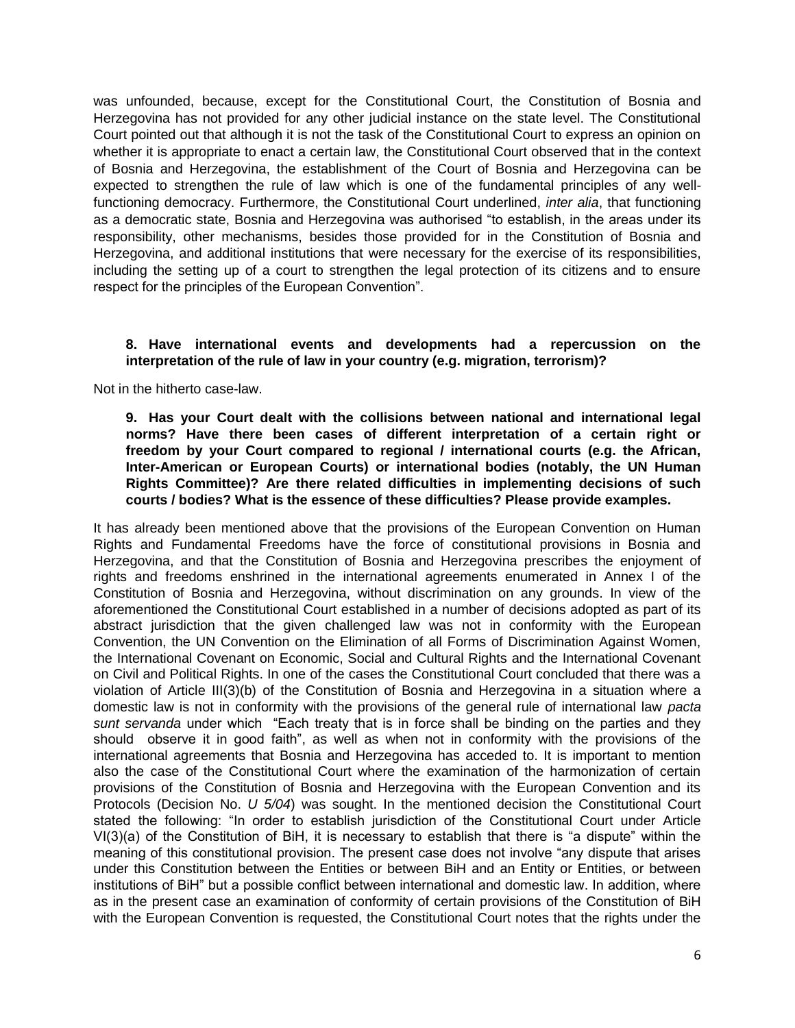was unfounded, because, except for the Constitutional Court, the Constitution of Bosnia and Herzegovina has not provided for any other judicial instance on the state level. The Constitutional Court pointed out that although it is not the task of the Constitutional Court to express an opinion on whether it is appropriate to enact a certain law, the Constitutional Court observed that in the context of Bosnia and Herzegovina, the establishment of the Court of Bosnia and Herzegovina can be expected to strengthen the rule of law which is one of the fundamental principles of any well-functioning democracy. Furthermore, the Constitutional Court underlined, *inter alia*, that functioning as a democratic state, Bosnia and Herzegovina was authorised "to establish, in the areas under its responsibility, other mechanisms, besides those provided for in the Constitution of Bosnia and Herzegovina, and additional institutions that were necessary for the exercise of its responsibilities, including the setting up of a court to strengthen the legal protection of its citizens and to ensure respect for the principles of the European Convention".

**8. Have international events and developments had a repercussion on the interpretation of the rule of law in your country (e.g. migration, terrorism)?**

Not in the hitherto case-law.

**9. Has your Court dealt with the collisions between national and international legal norms? Have there been cases of different interpretation of a certain right or freedom by your Court compared to regional / international courts (e.g. the African, Inter-American or European Courts) or international bodies (notably, the UN Human Rights Committee)? Are there related difficulties in implementing decisions of such courts / bodies? What is the essence of these difficulties? Please provide examples.**

It has already been mentioned above that the provisions of the European Convention on Human Rights and Fundamental Freedoms have the force of constitutional provisions in Bosnia and Herzegovina, and that the Constitution of Bosnia and Herzegovina prescribes the enjoyment of rights and freedoms enshrined in the international agreements enumerated in Annex I of the Constitution of Bosnia and Herzegovina, without discrimination on any grounds. In view of the aforementioned the Constitutional Court established in a number of decisions adopted as part of its abstract jurisdiction that the given challenged law was not in conformity with the European Convention, the UN Convention on the Elimination of all Forms of Discrimination Against Women, the International Covenant on Economic, Social and Cultural Rights and the International Covenant on Civil and Political Rights. In one of the cases the Constitutional Court concluded that there was a violation of Article III(3)(b) of the Constitution of Bosnia and Herzegovina in a situation where a domestic law is not in conformity with the provisions of the general rule of international law *pacta sunt servanda* under which "Each treaty that is in force shall be binding on the parties and they should observe it in good faith", as well as when not in conformity with the provisions of the international agreements that Bosnia and Herzegovina has acceded to. It is important to mention also the case of the Constitutional Court where the examination of the harmonization of certain provisions of the Constitution of Bosnia and Herzegovina with the European Convention and its Protocols (Decision No. *U 5/04*) was sought. In the mentioned decision the Constitutional Court stated the following: "In order to establish jurisdiction of the Constitutional Court under Article VI(3)(a) of the Constitution of BiH, it is necessary to establish that there is "a dispute" within the meaning of this constitutional provision. The present case does not involve "any dispute that arises under this Constitution between the Entities or between BiH and an Entity or Entities, or between institutions of BiH" but a possible conflict between international and domestic law. In addition, where as in the present case an examination of conformity of certain provisions of the Constitution of BiH with the European Convention is requested, the Constitutional Court notes that the rights under the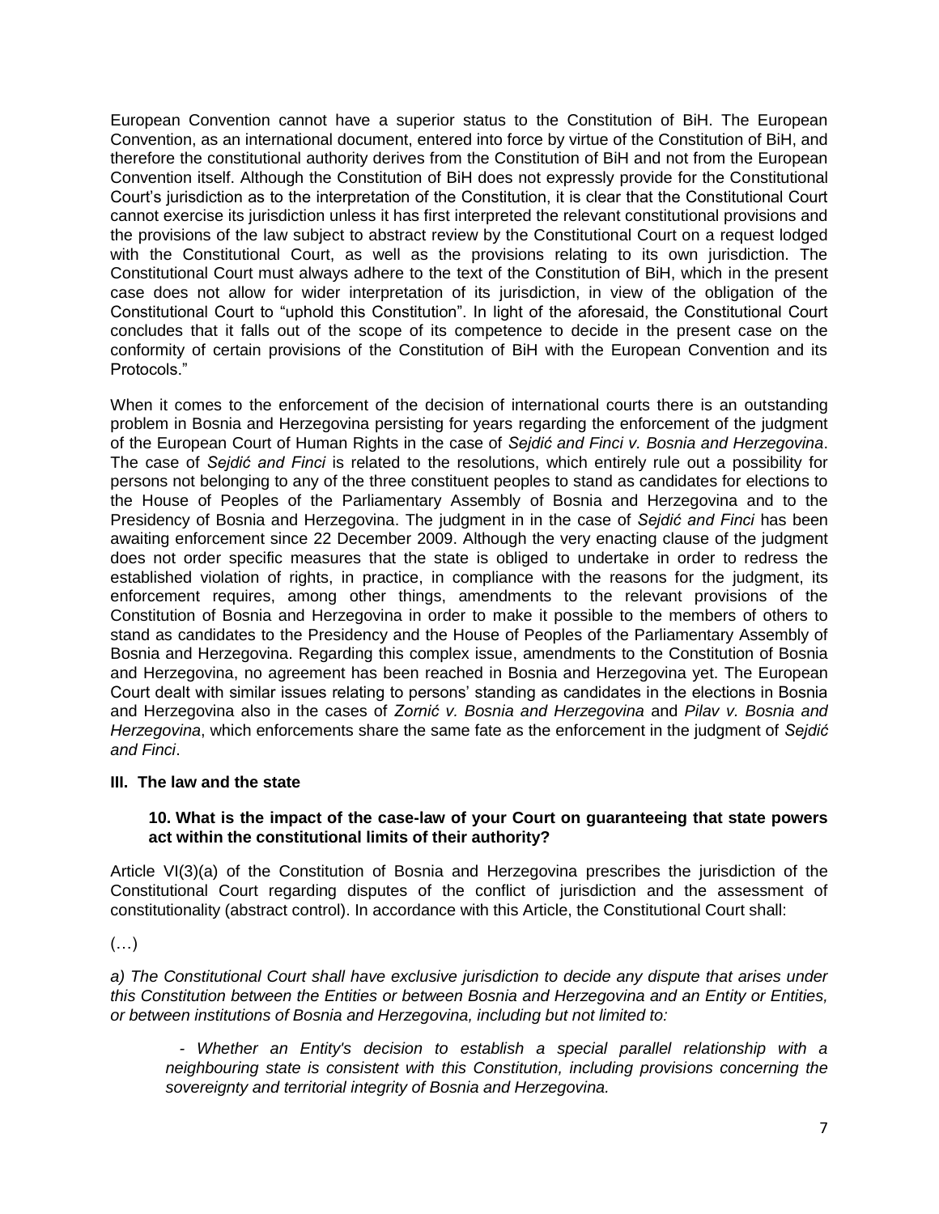European Convention cannot have a superior status to the Constitution of BiH. The European Convention, as an international document, entered into force by virtue of the Constitution of BiH, and therefore the constitutional authority derives from the Constitution of BiH and not from the European Convention itself. Although the Constitution of BiH does not expressly provide for the Constitutional Court's jurisdiction as to the interpretation of the Constitution, it is clear that the Constitutional Court cannot exercise its jurisdiction unless it has first interpreted the relevant constitutional provisions and the provisions of the law subject to abstract review by the Constitutional Court on a request lodged with the Constitutional Court, as well as the provisions relating to its own jurisdiction. The Constitutional Court must always adhere to the text of the Constitution of BiH, which in the present case does not allow for wider interpretation of its jurisdiction, in view of the obligation of the Constitutional Court to "uphold this Constitution". In light of the aforesaid, the Constitutional Court concludes that it falls out of the scope of its competence to decide in the present case on the conformity of certain provisions of the Constitution of BiH with the European Convention and its Protocols."

When it comes to the enforcement of the decision of international courts there is an outstanding problem in Bosnia and Herzegovina persisting for years regarding the enforcement of the judgment of the European Court of Human Rights in the case of *Sejdić and Finci v. Bosnia and Herzegovina*. The case of *Sejdić and Finci* is related to the resolutions, which entirely rule out a possibility for persons not belonging to any of the three constituent peoples to stand as candidates for elections to the House of Peoples of the Parliamentary Assembly of Bosnia and Herzegovina and to the Presidency of Bosnia and Herzegovina. The judgment in in the case of *Sejdić and Finci* has been awaiting enforcement since 22 December 2009. Although the very enacting clause of the judgment does not order specific measures that the state is obliged to undertake in order to redress the established violation of rights, in practice, in compliance with the reasons for the judgment, its enforcement requires, among other things, amendments to the relevant provisions of the Constitution of Bosnia and Herzegovina in order to make it possible to the members of others to stand as candidates to the Presidency and the House of Peoples of the Parliamentary Assembly of Bosnia and Herzegovina. Regarding this complex issue, amendments to the Constitution of Bosnia and Herzegovina, no agreement has been reached in Bosnia and Herzegovina yet. The European Court dealt with similar issues relating to persons' standing as candidates in the elections in Bosnia and Herzegovina also in the cases of *Zornić v. Bosnia and Herzegovina* and *Pilav v. Bosnia and Herzegovina*, which enforcements share the same fate as the enforcement in the judgment of *Sejdić and Finci*.

## III. The law and the state

### 10. What is the impact of the case-law of your Court on guaranteeing that state powers act within the constitutional limits of their authority?

Article VI(3)(a) of the Constitution of Bosnia and Herzegovina prescribes the jurisdiction of the Constitutional Court regarding disputes of the conflict of jurisdiction and the assessment of constitutionality (abstract control). In accordance with this Article, the Constitutional Court shall:

(…)

*a) The Constitutional Court shall have exclusive jurisdiction to decide any dispute that arises under this Constitution between the Entities or between Bosnia and Herzegovina and an Entity or Entities, or between institutions of Bosnia and Herzegovina, including but not limited to:*

> *- Whether an Entity's decision to establish a special parallel relationship with a neighbouring state is consistent with this Constitution, including provisions concerning the sovereignty and territorial integrity of Bosnia and Herzegovina.*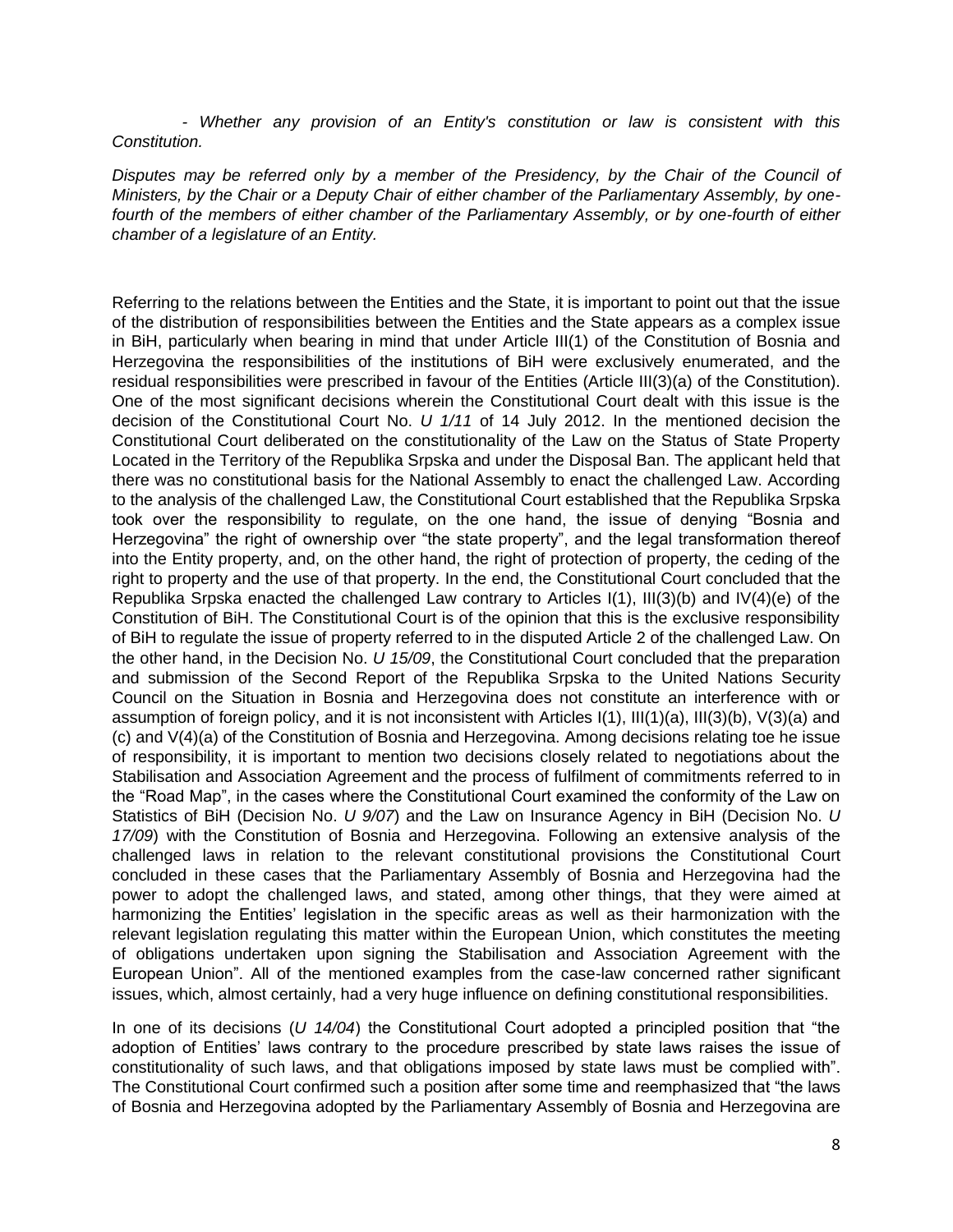*- Whether any provision of an Entity's constitution or law is consistent with this Constitution.*

*Disputes may be referred only by a member of the Presidency, by the Chair of the Council of Ministers, by the Chair or a Deputy Chair of either chamber of the Parliamentary Assembly, by one-fourth of the members of either chamber of the Parliamentary Assembly, or by one-fourth of either chamber of a legislature of an Entity.*

Referring to the relations between the Entities and the State, it is important to point out that the issue of the distribution of responsibilities between the Entities and the State appears as a complex issue in BiH, particularly when bearing in mind that under Article III(1) of the Constitution of Bosnia and Herzegovina the responsibilities of the institutions of BiH were exclusively enumerated, and the residual responsibilities were prescribed in favour of the Entities (Article III(3)(a) of the Constitution). One of the most significant decisions wherein the Constitutional Court dealt with this issue is the decision of the Constitutional Court No. *U 1/11* of 14 July 2012. In the mentioned decision the Constitutional Court deliberated on the constitutionality of the Law on the Status of State Property Located in the Territory of the Republika Srpska and under the Disposal Ban. The applicant held that there was no constitutional basis for the National Assembly to enact the challenged Law. According to the analysis of the challenged Law, the Constitutional Court established that the Republika Srpska took over the responsibility to regulate, on the one hand, the issue of denying "Bosnia and Herzegovina" the right of ownership over "the state property", and the legal transformation thereof into the Entity property, and, on the other hand, the right of protection of property, the ceding of the right to property and the use of that property. In the end, the Constitutional Court concluded that the Republika Srpska enacted the challenged Law contrary to Articles I(1), III(3)(b) and IV(4)(e) of the Constitution of BiH. The Constitutional Court is of the opinion that this is the exclusive responsibility of BiH to regulate the issue of property referred to in the disputed Article 2 of the challenged Law. On the other hand, in the Decision No. *U 15/09*, the Constitutional Court concluded that the preparation and submission of the Second Report of the Republika Srpska to the United Nations Security Council on the Situation in Bosnia and Herzegovina does not constitute an interference with or assumption of foreign policy, and it is not inconsistent with Articles I(1), III(1)(a), III(3)(b), V(3)(a) and (c) and V(4)(a) of the Constitution of Bosnia and Herzegovina. Among decisions relating toe he issue of responsibility, it is important to mention two decisions closely related to negotiations about the Stabilisation and Association Agreement and the process of fulfilment of commitments referred to in the "Road Map", in the cases where the Constitutional Court examined the conformity of the Law on Statistics of BiH (Decision No. *U 9/07*) and the Law on Insurance Agency in BiH (Decision No. *U 17/09*) with the Constitution of Bosnia and Herzegovina. Following an extensive analysis of the challenged laws in relation to the relevant constitutional provisions the Constitutional Court concluded in these cases that the Parliamentary Assembly of Bosnia and Herzegovina had the power to adopt the challenged laws, and stated, among other things, that they were aimed at harmonizing the Entities' legislation in the specific areas as well as their harmonization with the relevant legislation regulating this matter within the European Union, which constitutes the meeting of obligations undertaken upon signing the Stabilisation and Association Agreement with the European Union". All of the mentioned examples from the case-law concerned rather significant issues, which, almost certainly, had a very huge influence on defining constitutional responsibilities.

In one of its decisions (*U 14/04*) the Constitutional Court adopted a principled position that "the adoption of Entities' laws contrary to the procedure prescribed by state laws raises the issue of constitutionality of such laws, and that obligations imposed by state laws must be complied with". The Constitutional Court confirmed such a position after some time and reemphasized that "the laws of Bosnia and Herzegovina adopted by the Parliamentary Assembly of Bosnia and Herzegovina are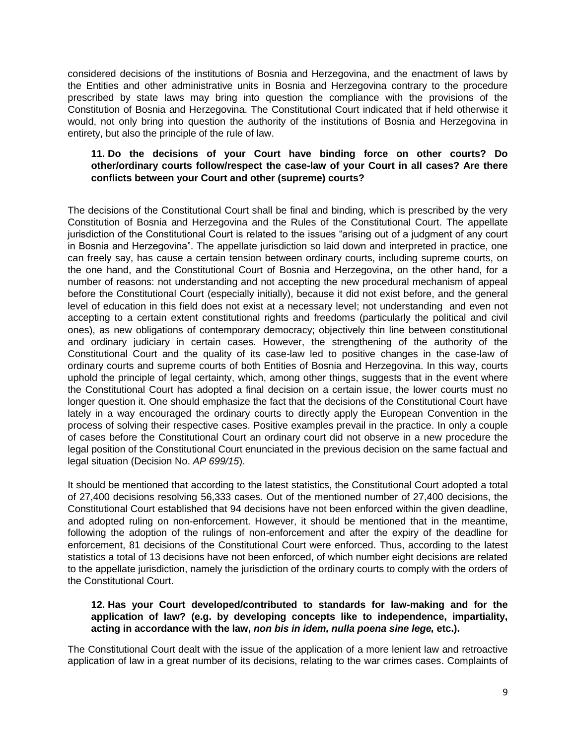considered decisions of the institutions of Bosnia and Herzegovina, and the enactment of laws by the Entities and other administrative units in Bosnia and Herzegovina contrary to the procedure prescribed by state laws may bring into question the compliance with the provisions of the Constitution of Bosnia and Herzegovina. The Constitutional Court indicated that if held otherwise it would, not only bring into question the authority of the institutions of Bosnia and Herzegovina in entirety, but also the principle of the rule of law.

**11. Do the decisions of your Court have binding force on other courts? Do other/ordinary courts follow/respect the case-law of your Court in all cases? Are there conflicts between your Court and other (supreme) courts?**

The decisions of the Constitutional Court shall be final and binding, which is prescribed by the very Constitution of Bosnia and Herzegovina and the Rules of the Constitutional Court. The appellate jurisdiction of the Constitutional Court is related to the issues "arising out of a judgment of any court in Bosnia and Herzegovina". The appellate jurisdiction so laid down and interpreted in practice, one can freely say, has cause a certain tension between ordinary courts, including supreme courts, on the one hand, and the Constitutional Court of Bosnia and Herzegovina, on the other hand, for a number of reasons: not understanding and not accepting the new procedural mechanism of appeal before the Constitutional Court (especially initially), because it did not exist before, and the general level of education in this field does not exist at a necessary level; not understanding and even not accepting to a certain extent constitutional rights and freedoms (particularly the political and civil ones), as new obligations of contemporary democracy; objectively thin line between constitutional and ordinary judiciary in certain cases. However, the strengthening of the authority of the Constitutional Court and the quality of its case-law led to positive changes in the case-law of ordinary courts and supreme courts of both Entities of Bosnia and Herzegovina. In this way, courts uphold the principle of legal certainty, which, among other things, suggests that in the event where the Constitutional Court has adopted a final decision on a certain issue, the lower courts must no longer question it. One should emphasize the fact that the decisions of the Constitutional Court have lately in a way encouraged the ordinary courts to directly apply the European Convention in the process of solving their respective cases. Positive examples prevail in the practice. In only a couple of cases before the Constitutional Court an ordinary court did not observe in a new procedure the legal position of the Constitutional Court enunciated in the previous decision on the same factual and legal situation (Decision No. *AP 699/15*).

It should be mentioned that according to the latest statistics, the Constitutional Court adopted a total of 27,400 decisions resolving 56,333 cases. Out of the mentioned number of 27,400 decisions, the Constitutional Court established that 94 decisions have not been enforced within the given deadline, and adopted ruling on non-enforcement. However, it should be mentioned that in the meantime, following the adoption of the rulings of non-enforcement and after the expiry of the deadline for enforcement, 81 decisions of the Constitutional Court were enforced. Thus, according to the latest statistics a total of 13 decisions have not been enforced, of which number eight decisions are related to the appellate jurisdiction, namely the jurisdiction of the ordinary courts to comply with the orders of the Constitutional Court.

**12. Has your Court developed/contributed to standards for law-making and for the application of law? (e.g. by developing concepts like to independence, impartiality, acting in accordance with the law, *non bis in idem, nulla poena sine lege,* etc.).**

The Constitutional Court dealt with the issue of the application of a more lenient law and retroactive application of law in a great number of its decisions, relating to the war crimes cases. Complaints of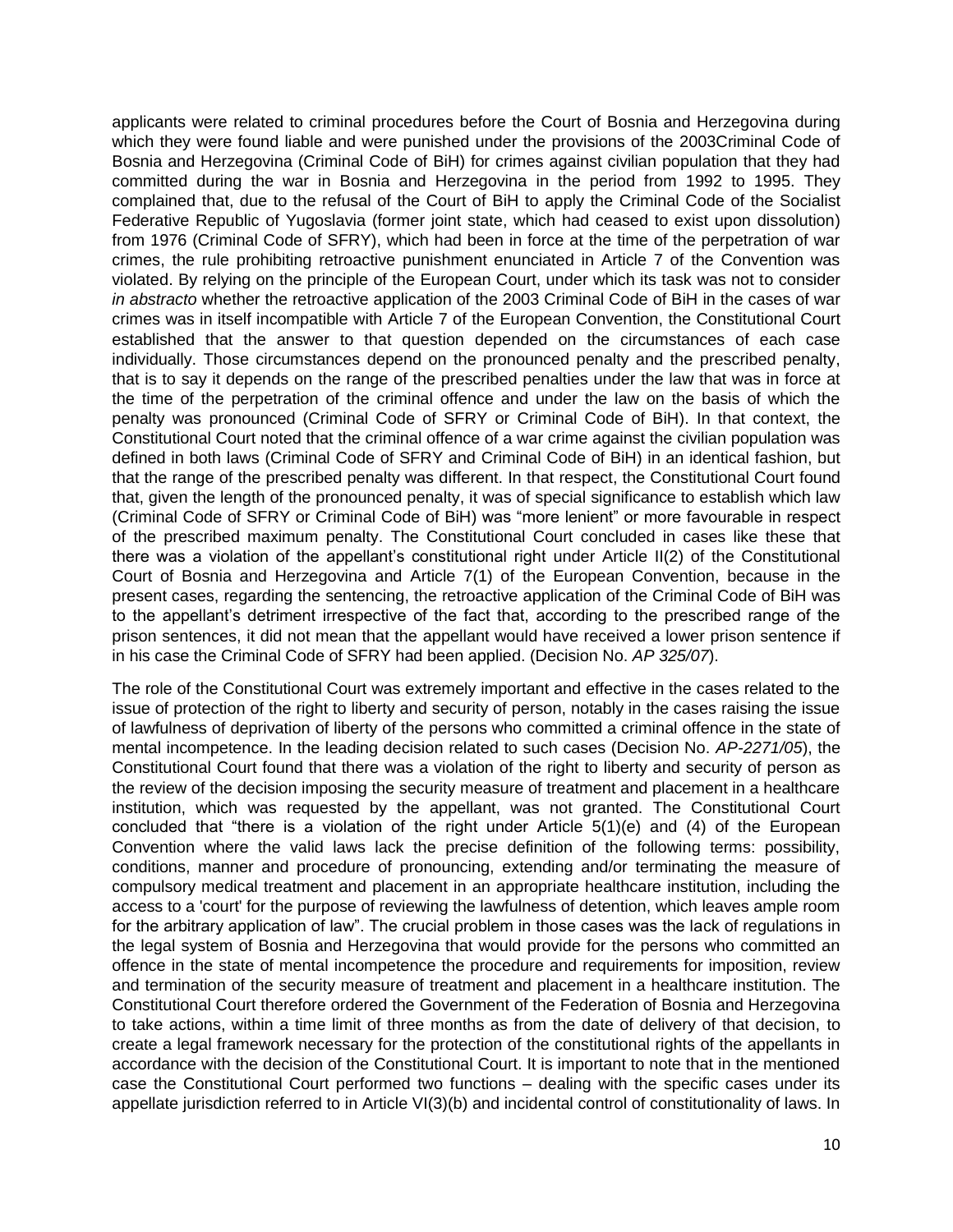applicants were related to criminal procedures before the Court of Bosnia and Herzegovina during which they were found liable and were punished under the provisions of the 2003Criminal Code of Bosnia and Herzegovina (Criminal Code of BiH) for crimes against civilian population that they had committed during the war in Bosnia and Herzegovina in the period from 1992 to 1995. They complained that, due to the refusal of the Court of BiH to apply the Criminal Code of the Socialist Federative Republic of Yugoslavia (former joint state, which had ceased to exist upon dissolution) from 1976 (Criminal Code of SFRY), which had been in force at the time of the perpetration of war crimes, the rule prohibiting retroactive punishment enunciated in Article 7 of the Convention was violated. By relying on the principle of the European Court, under which its task was not to consider *in abstracto* whether the retroactive application of the 2003 Criminal Code of BiH in the cases of war crimes was in itself incompatible with Article 7 of the European Convention, the Constitutional Court established that the answer to that question depended on the circumstances of each case individually. Those circumstances depend on the pronounced penalty and the prescribed penalty, that is to say it depends on the range of the prescribed penalties under the law that was in force at the time of the perpetration of the criminal offence and under the law on the basis of which the penalty was pronounced (Criminal Code of SFRY or Criminal Code of BiH). In that context, the Constitutional Court noted that the criminal offence of a war crime against the civilian population was defined in both laws (Criminal Code of SFRY and Criminal Code of BiH) in an identical fashion, but that the range of the prescribed penalty was different. In that respect, the Constitutional Court found that, given the length of the pronounced penalty, it was of special significance to establish which law (Criminal Code of SFRY or Criminal Code of BiH) was "more lenient" or more favourable in respect of the prescribed maximum penalty. The Constitutional Court concluded in cases like these that there was a violation of the appellant's constitutional right under Article II(2) of the Constitutional Court of Bosnia and Herzegovina and Article 7(1) of the European Convention, because in the present cases, regarding the sentencing, the retroactive application of the Criminal Code of BiH was to the appellant's detriment irrespective of the fact that, according to the prescribed range of the prison sentences, it did not mean that the appellant would have received a lower prison sentence if in his case the Criminal Code of SFRY had been applied. (Decision No. *AP 325/07*).

The role of the Constitutional Court was extremely important and effective in the cases related to the issue of protection of the right to liberty and security of person, notably in the cases raising the issue of lawfulness of deprivation of liberty of the persons who committed a criminal offence in the state of mental incompetence. In the leading decision related to such cases (Decision No. *AP-2271/05*), the Constitutional Court found that there was a violation of the right to liberty and security of person as the review of the decision imposing the security measure of treatment and placement in a healthcare institution, which was requested by the appellant, was not granted. The Constitutional Court concluded that "there is a violation of the right under Article 5(1)(e) and (4) of the European Convention where the valid laws lack the precise definition of the following terms: possibility, conditions, manner and procedure of pronouncing, extending and/or terminating the measure of compulsory medical treatment and placement in an appropriate healthcare institution, including the access to a 'court' for the purpose of reviewing the lawfulness of detention, which leaves ample room for the arbitrary application of law". The crucial problem in those cases was the lack of regulations in the legal system of Bosnia and Herzegovina that would provide for the persons who committed an offence in the state of mental incompetence the procedure and requirements for imposition, review and termination of the security measure of treatment and placement in a healthcare institution. The Constitutional Court therefore ordered the Government of the Federation of Bosnia and Herzegovina to take actions, within a time limit of three months as from the date of delivery of that decision, to create a legal framework necessary for the protection of the constitutional rights of the appellants in accordance with the decision of the Constitutional Court. It is important to note that in the mentioned case the Constitutional Court performed two functions – dealing with the specific cases under its appellate jurisdiction referred to in Article VI(3)(b) and incidental control of constitutionality of laws. In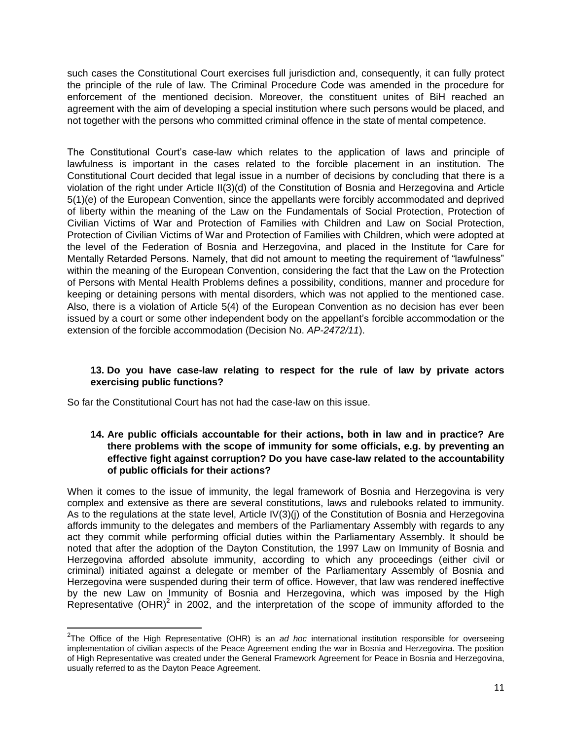such cases the Constitutional Court exercises full jurisdiction and, consequently, it can fully protect the principle of the rule of law. The Criminal Procedure Code was amended in the procedure for enforcement of the mentioned decision. Moreover, the constituent unites of BiH reached an agreement with the aim of developing a special institution where such persons would be placed, and not together with the persons who committed criminal offence in the state of mental competence.

The Constitutional Court's case-law which relates to the application of laws and principle of lawfulness is important in the cases related to the forcible placement in an institution. The Constitutional Court decided that legal issue in a number of decisions by concluding that there is a violation of the right under Article II(3)(d) of the Constitution of Bosnia and Herzegovina and Article 5(1)(e) of the European Convention, since the appellants were forcibly accommodated and deprived of liberty within the meaning of the Law on the Fundamentals of Social Protection, Protection of Civilian Victims of War and Protection of Families with Children and Law on Social Protection, Protection of Civilian Victims of War and Protection of Families with Children, which were adopted at the level of the Federation of Bosnia and Herzegovina, and placed in the Institute for Care for Mentally Retarded Persons. Namely, that did not amount to meeting the requirement of "lawfulness" within the meaning of the European Convention, considering the fact that the Law on the Protection of Persons with Mental Health Problems defines a possibility, conditions, manner and procedure for keeping or detaining persons with mental disorders, which was not applied to the mentioned case. Also, there is a violation of Article 5(4) of the European Convention as no decision has ever been issued by a court or some other independent body on the appellant's forcible accommodation or the extension of the forcible accommodation (Decision No. *AP-2472/11*).

**13. Do you have case-law relating to respect for the rule of law by private actors exercising public functions?**

So far the Constitutional Court has not had the case-law on this issue.

**14. Are public officials accountable for their actions, both in law and in practice? Are there problems with the scope of immunity for some officials, e.g. by preventing an effective fight against corruption? Do you have case-law related to the accountability of public officials for their actions?**

When it comes to the issue of immunity, the legal framework of Bosnia and Herzegovina is very complex and extensive as there are several constitutions, laws and rulebooks related to immunity. As to the regulations at the state level, Article IV(3)(j) of the Constitution of Bosnia and Herzegovina affords immunity to the delegates and members of the Parliamentary Assembly with regards to any act they commit while performing official duties within the Parliamentary Assembly. It should be noted that after the adoption of the Dayton Constitution, the 1997 Law on Immunity of Bosnia and Herzegovina afforded absolute immunity, according to which any proceedings (either civil or criminal) initiated against a delegate or member of the Parliamentary Assembly of Bosnia and Herzegovina were suspended during their term of office. However, that law was rendered ineffective by the new Law on Immunity of Bosnia and Herzegovina, which was imposed by the High Representative (OHR)[2] in 2002, and the interpretation of the scope of immunity afforded to the

---

[2] The Office of the High Representative (OHR) is an *ad hoc* international institution responsible for overseeing implementation of civilian aspects of the Peace Agreement ending the war in Bosnia and Herzegovina. The position of High Representative was created under the General Framework Agreement for Peace in Bosnia and Herzegovina, usually referred to as the Dayton Peace Agreement.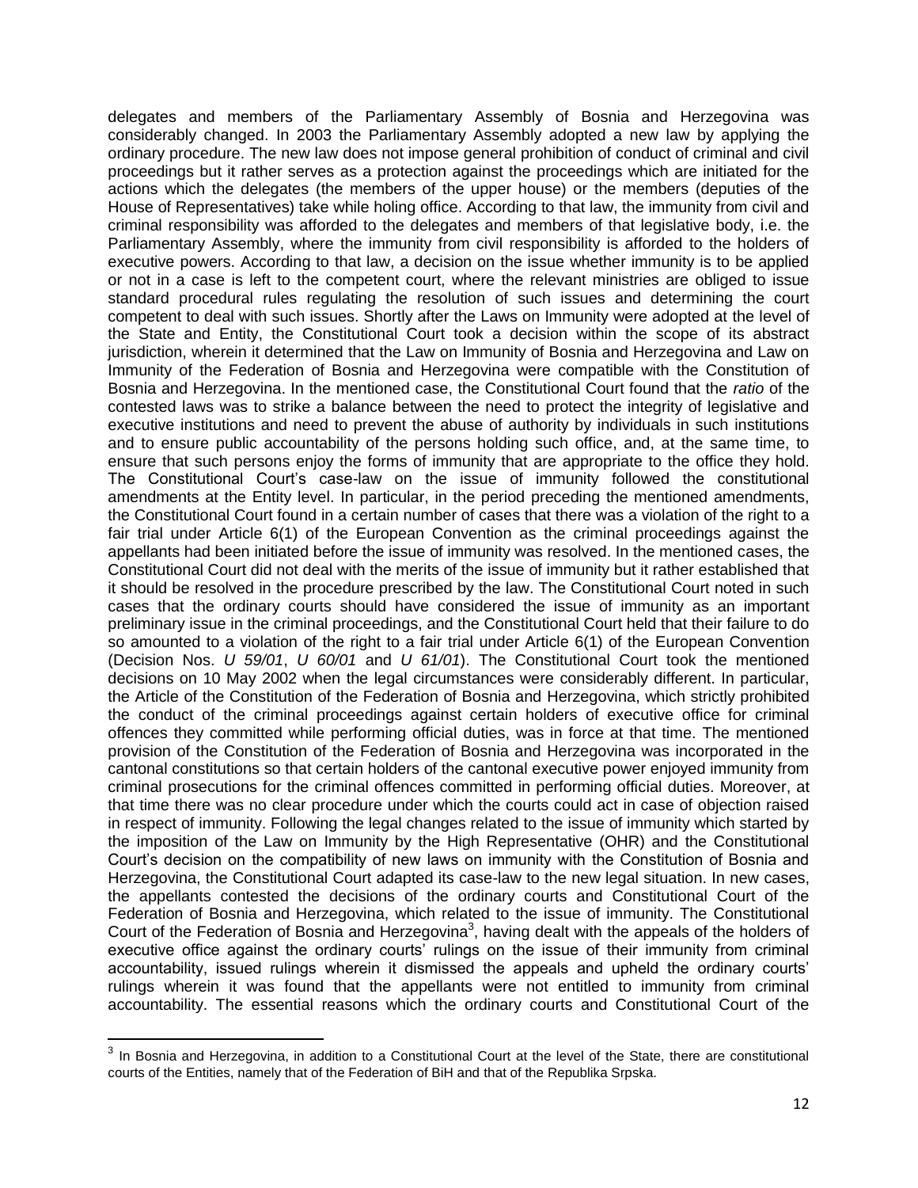delegates and members of the Parliamentary Assembly of Bosnia and Herzegovina was considerably changed. In 2003 the Parliamentary Assembly adopted a new law by applying the ordinary procedure. The new law does not impose general prohibition of conduct of criminal and civil proceedings but it rather serves as a protection against the proceedings which are initiated for the actions which the delegates (the members of the upper house) or the members (deputies of the House of Representatives) take while holing office. According to that law, the immunity from civil and criminal responsibility was afforded to the delegates and members of that legislative body, i.e. the Parliamentary Assembly, where the immunity from civil responsibility is afforded to the holders of executive powers. According to that law, a decision on the issue whether immunity is to be applied or not in a case is left to the competent court, where the relevant ministries are obliged to issue standard procedural rules regulating the resolution of such issues and determining the court competent to deal with such issues. Shortly after the Laws on Immunity were adopted at the level of the State and Entity, the Constitutional Court took a decision within the scope of its abstract jurisdiction, wherein it determined that the Law on Immunity of Bosnia and Herzegovina and Law on Immunity of the Federation of Bosnia and Herzegovina were compatible with the Constitution of Bosnia and Herzegovina. In the mentioned case, the Constitutional Court found that the *ratio* of the contested laws was to strike a balance between the need to protect the integrity of legislative and executive institutions and need to prevent the abuse of authority by individuals in such institutions and to ensure public accountability of the persons holding such office, and, at the same time, to ensure that such persons enjoy the forms of immunity that are appropriate to the office they hold. The Constitutional Court's case-law on the issue of immunity followed the constitutional amendments at the Entity level. In particular, in the period preceding the mentioned amendments, the Constitutional Court found in a certain number of cases that there was a violation of the right to a fair trial under Article 6(1) of the European Convention as the criminal proceedings against the appellants had been initiated before the issue of immunity was resolved. In the mentioned cases, the Constitutional Court did not deal with the merits of the issue of immunity but it rather established that it should be resolved in the procedure prescribed by the law. The Constitutional Court noted in such cases that the ordinary courts should have considered the issue of immunity as an important preliminary issue in the criminal proceedings, and the Constitutional Court held that their failure to do so amounted to a violation of the right to a fair trial under Article 6(1) of the European Convention (Decision Nos. *U 59/01*, *U 60/01* and *U 61/01*). The Constitutional Court took the mentioned decisions on 10 May 2002 when the legal circumstances were considerably different. In particular, the Article of the Constitution of the Federation of Bosnia and Herzegovina, which strictly prohibited the conduct of the criminal proceedings against certain holders of executive office for criminal offences they committed while performing official duties, was in force at that time. The mentioned provision of the Constitution of the Federation of Bosnia and Herzegovina was incorporated in the cantonal constitutions so that certain holders of the cantonal executive power enjoyed immunity from criminal prosecutions for the criminal offences committed in performing official duties. Moreover, at that time there was no clear procedure under which the courts could act in case of objection raised in respect of immunity. Following the legal changes related to the issue of immunity which started by the imposition of the Law on Immunity by the High Representative (OHR) and the Constitutional Court's decision on the compatibility of new laws on immunity with the Constitution of Bosnia and Herzegovina, the Constitutional Court adapted its case-law to the new legal situation. In new cases, the appellants contested the decisions of the ordinary courts and Constitutional Court of the Federation of Bosnia and Herzegovina, which related to the issue of immunity. The Constitutional Court of the Federation of Bosnia and Herzegovina[3], having dealt with the appeals of the holders of executive office against the ordinary courts' rulings on the issue of their immunity from criminal accountability, issued rulings wherein it dismissed the appeals and upheld the ordinary courts' rulings wherein it was found that the appellants were not entitled to immunity from criminal accountability. The essential reasons which the ordinary courts and Constitutional Court of the

[3] In Bosnia and Herzegovina, in addition to a Constitutional Court at the level of the State, there are constitutional courts of the Entities, namely that of the Federation of BiH and that of the Republika Srpska.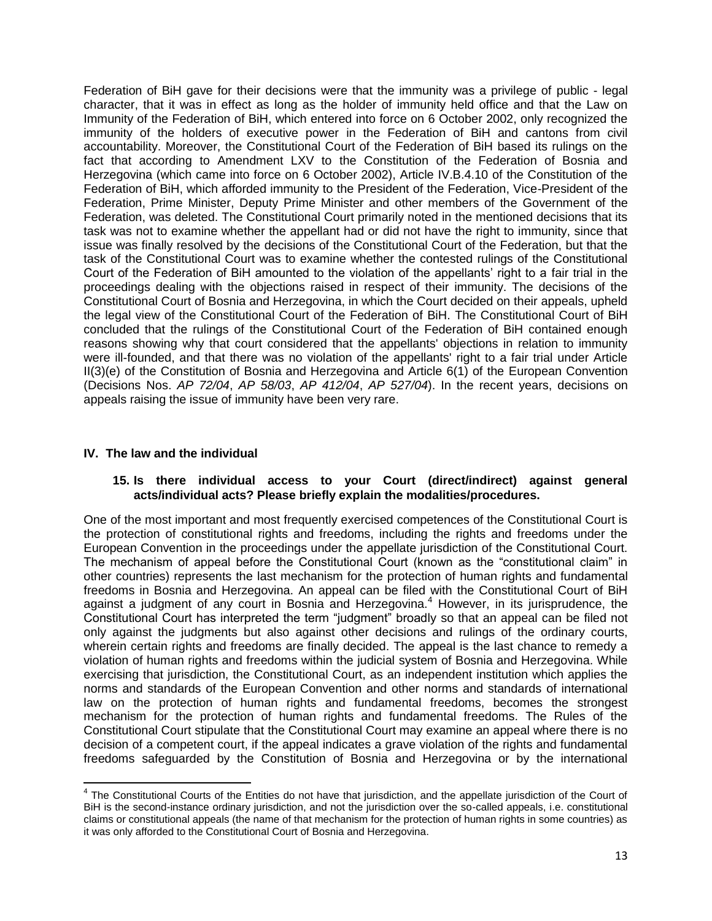Federation of BiH gave for their decisions were that the immunity was a privilege of public - legal character, that it was in effect as long as the holder of immunity held office and that the Law on Immunity of the Federation of BiH, which entered into force on 6 October 2002, only recognized the immunity of the holders of executive power in the Federation of BiH and cantons from civil accountability. Moreover, the Constitutional Court of the Federation of BiH based its rulings on the fact that according to Amendment LXV to the Constitution of the Federation of Bosnia and Herzegovina (which came into force on 6 October 2002), Article IV.B.4.10 of the Constitution of the Federation of BiH, which afforded immunity to the President of the Federation, Vice-President of the Federation, Prime Minister, Deputy Prime Minister and other members of the Government of the Federation, was deleted. The Constitutional Court primarily noted in the mentioned decisions that its task was not to examine whether the appellant had or did not have the right to immunity, since that issue was finally resolved by the decisions of the Constitutional Court of the Federation, but that the task of the Constitutional Court was to examine whether the contested rulings of the Constitutional Court of the Federation of BiH amounted to the violation of the appellants' right to a fair trial in the proceedings dealing with the objections raised in respect of their immunity. The decisions of the Constitutional Court of Bosnia and Herzegovina, in which the Court decided on their appeals, upheld the legal view of the Constitutional Court of the Federation of BiH. The Constitutional Court of BiH concluded that the rulings of the Constitutional Court of the Federation of BiH contained enough reasons showing why that court considered that the appellants' objections in relation to immunity were ill-founded, and that there was no violation of the appellants' right to a fair trial under Article II(3)(e) of the Constitution of Bosnia and Herzegovina and Article 6(1) of the European Convention (Decisions Nos. *AP 72/04*, *AP 58/03*, *AP 412/04*, *AP 527/04*). In the recent years, decisions on appeals raising the issue of immunity have been very rare.

## IV. The law and the individual

### 15. Is there individual access to your Court (direct/indirect) against general acts/individual acts? Please briefly explain the modalities/procedures.

One of the most important and most frequently exercised competences of the Constitutional Court is the protection of constitutional rights and freedoms, including the rights and freedoms under the European Convention in the proceedings under the appellate jurisdiction of the Constitutional Court. The mechanism of appeal before the Constitutional Court (known as the "constitutional claim" in other countries) represents the last mechanism for the protection of human rights and fundamental freedoms in Bosnia and Herzegovina. An appeal can be filed with the Constitutional Court of BiH against a judgment of any court in Bosnia and Herzegovina.[4] However, in its jurisprudence, the Constitutional Court has interpreted the term "judgment" broadly so that an appeal can be filed not only against the judgments but also against other decisions and rulings of the ordinary courts, wherein certain rights and freedoms are finally decided. The appeal is the last chance to remedy a violation of human rights and freedoms within the judicial system of Bosnia and Herzegovina. While exercising that jurisdiction, the Constitutional Court, as an independent institution which applies the norms and standards of the European Convention and other norms and standards of international law on the protection of human rights and fundamental freedoms, becomes the strongest mechanism for the protection of human rights and fundamental freedoms. The Rules of the Constitutional Court stipulate that the Constitutional Court may examine an appeal where there is no decision of a competent court, if the appeal indicates a grave violation of the rights and fundamental freedoms safeguarded by the Constitution of Bosnia and Herzegovina or by the international

[4] The Constitutional Courts of the Entities do not have that jurisdiction, and the appellate jurisdiction of the Court of BiH is the second-instance ordinary jurisdiction, and not the jurisdiction over the so-called appeals, i.e. constitutional claims or constitutional appeals (the name of that mechanism for the protection of human rights in some countries) as it was only afforded to the Constitutional Court of Bosnia and Herzegovina.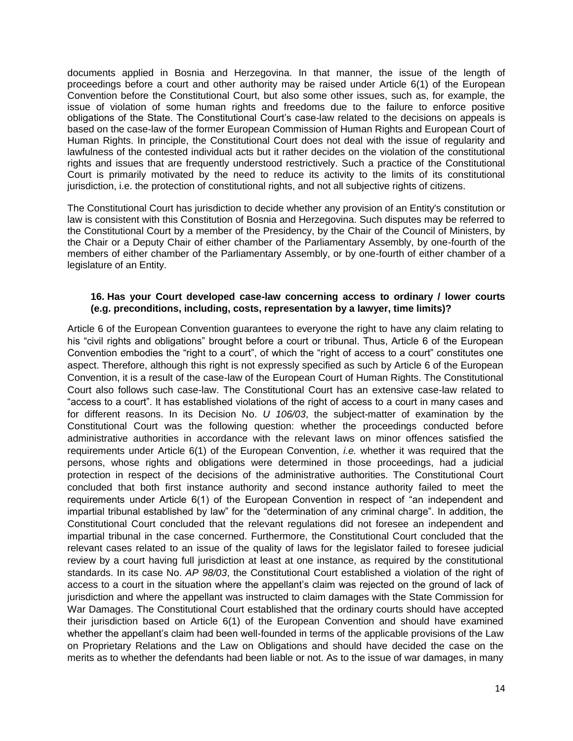documents applied in Bosnia and Herzegovina. In that manner, the issue of the length of proceedings before a court and other authority may be raised under Article 6(1) of the European Convention before the Constitutional Court, but also some other issues, such as, for example, the issue of violation of some human rights and freedoms due to the failure to enforce positive obligations of the State. The Constitutional Court's case-law related to the decisions on appeals is based on the case-law of the former European Commission of Human Rights and European Court of Human Rights. In principle, the Constitutional Court does not deal with the issue of regularity and lawfulness of the contested individual acts but it rather decides on the violation of the constitutional rights and issues that are frequently understood restrictively. Such a practice of the Constitutional Court is primarily motivated by the need to reduce its activity to the limits of its constitutional jurisdiction, i.e. the protection of constitutional rights, and not all subjective rights of citizens.

The Constitutional Court has jurisdiction to decide whether any provision of an Entity's constitution or law is consistent with this Constitution of Bosnia and Herzegovina. Such disputes may be referred to the Constitutional Court by a member of the Presidency, by the Chair of the Council of Ministers, by the Chair or a Deputy Chair of either chamber of the Parliamentary Assembly, by one-fourth of the members of either chamber of the Parliamentary Assembly, or by one-fourth of either chamber of a legislature of an Entity.

**16. Has your Court developed case-law concerning access to ordinary / lower courts (e.g. preconditions, including, costs, representation by a lawyer, time limits)?**

Article 6 of the European Convention guarantees to everyone the right to have any claim relating to his "civil rights and obligations" brought before a court or tribunal. Thus, Article 6 of the European Convention embodies the "right to a court", of which the "right of access to a court" constitutes one aspect. Therefore, although this right is not expressly specified as such by Article 6 of the European Convention, it is a result of the case-law of the European Court of Human Rights. The Constitutional Court also follows such case-law. The Constitutional Court has an extensive case-law related to "access to a court". It has established violations of the right of access to a court in many cases and for different reasons. In its Decision No. *U 106/03*, the subject-matter of examination by the Constitutional Court was the following question: whether the proceedings conducted before administrative authorities in accordance with the relevant laws on minor offences satisfied the requirements under Article 6(1) of the European Convention, *i.e.* whether it was required that the persons, whose rights and obligations were determined in those proceedings, had a judicial protection in respect of the decisions of the administrative authorities. The Constitutional Court concluded that both first instance authority and second instance authority failed to meet the requirements under Article 6(1) of the European Convention in respect of "an independent and impartial tribunal established by law" for the "determination of any criminal charge". In addition, the Constitutional Court concluded that the relevant regulations did not foresee an independent and impartial tribunal in the case concerned. Furthermore, the Constitutional Court concluded that the relevant cases related to an issue of the quality of laws for the legislator failed to foresee judicial review by a court having full jurisdiction at least at one instance, as required by the constitutional standards. In its case No. *AP 98/03*, the Constitutional Court established a violation of the right of access to a court in the situation where the appellant's claim was rejected on the ground of lack of jurisdiction and where the appellant was instructed to claim damages with the State Commission for War Damages. The Constitutional Court established that the ordinary courts should have accepted their jurisdiction based on Article 6(1) of the European Convention and should have examined whether the appellant's claim had been well-founded in terms of the applicable provisions of the Law on Proprietary Relations and the Law on Obligations and should have decided the case on the merits as to whether the defendants had been liable or not. As to the issue of war damages, in many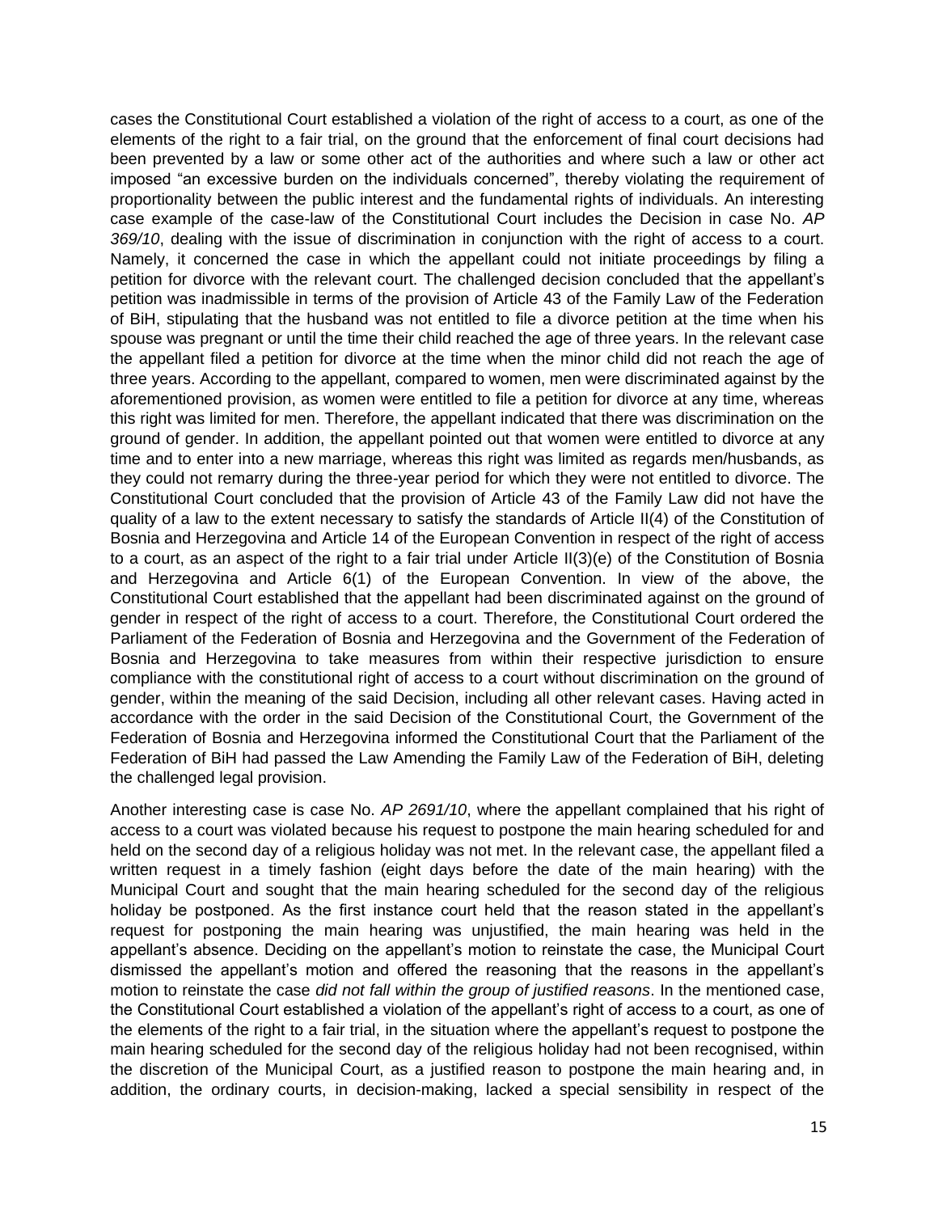cases the Constitutional Court established a violation of the right of access to a court, as one of the elements of the right to a fair trial, on the ground that the enforcement of final court decisions had been prevented by a law or some other act of the authorities and where such a law or other act imposed "an excessive burden on the individuals concerned", thereby violating the requirement of proportionality between the public interest and the fundamental rights of individuals. An interesting case example of the case-law of the Constitutional Court includes the Decision in case No. *AP 369/10*, dealing with the issue of discrimination in conjunction with the right of access to a court. Namely, it concerned the case in which the appellant could not initiate proceedings by filing a petition for divorce with the relevant court. The challenged decision concluded that the appellant's petition was inadmissible in terms of the provision of Article 43 of the Family Law of the Federation of BiH, stipulating that the husband was not entitled to file a divorce petition at the time when his spouse was pregnant or until the time their child reached the age of three years. In the relevant case the appellant filed a petition for divorce at the time when the minor child did not reach the age of three years. According to the appellant, compared to women, men were discriminated against by the aforementioned provision, as women were entitled to file a petition for divorce at any time, whereas this right was limited for men. Therefore, the appellant indicated that there was discrimination on the ground of gender. In addition, the appellant pointed out that women were entitled to divorce at any time and to enter into a new marriage, whereas this right was limited as regards men/husbands, as they could not remarry during the three-year period for which they were not entitled to divorce. The Constitutional Court concluded that the provision of Article 43 of the Family Law did not have the quality of a law to the extent necessary to satisfy the standards of Article II(4) of the Constitution of Bosnia and Herzegovina and Article 14 of the European Convention in respect of the right of access to a court, as an aspect of the right to a fair trial under Article II(3)(e) of the Constitution of Bosnia and Herzegovina and Article 6(1) of the European Convention. In view of the above, the Constitutional Court established that the appellant had been discriminated against on the ground of gender in respect of the right of access to a court. Therefore, the Constitutional Court ordered the Parliament of the Federation of Bosnia and Herzegovina and the Government of the Federation of Bosnia and Herzegovina to take measures from within their respective jurisdiction to ensure compliance with the constitutional right of access to a court without discrimination on the ground of gender, within the meaning of the said Decision, including all other relevant cases. Having acted in accordance with the order in the said Decision of the Constitutional Court, the Government of the Federation of Bosnia and Herzegovina informed the Constitutional Court that the Parliament of the Federation of BiH had passed the Law Amending the Family Law of the Federation of BiH, deleting the challenged legal provision.

Another interesting case is case No. *AP 2691/10*, where the appellant complained that his right of access to a court was violated because his request to postpone the main hearing scheduled for and held on the second day of a religious holiday was not met. In the relevant case, the appellant filed a written request in a timely fashion (eight days before the date of the main hearing) with the Municipal Court and sought that the main hearing scheduled for the second day of the religious holiday be postponed. As the first instance court held that the reason stated in the appellant's request for postponing the main hearing was unjustified, the main hearing was held in the appellant's absence. Deciding on the appellant's motion to reinstate the case, the Municipal Court dismissed the appellant's motion and offered the reasoning that the reasons in the appellant's motion to reinstate the case *did not fall within the group of justified reasons*. In the mentioned case, the Constitutional Court established a violation of the appellant's right of access to a court, as one of the elements of the right to a fair trial, in the situation where the appellant's request to postpone the main hearing scheduled for the second day of the religious holiday had not been recognised, within the discretion of the Municipal Court, as a justified reason to postpone the main hearing and, in addition, the ordinary courts, in decision-making, lacked a special sensibility in respect of the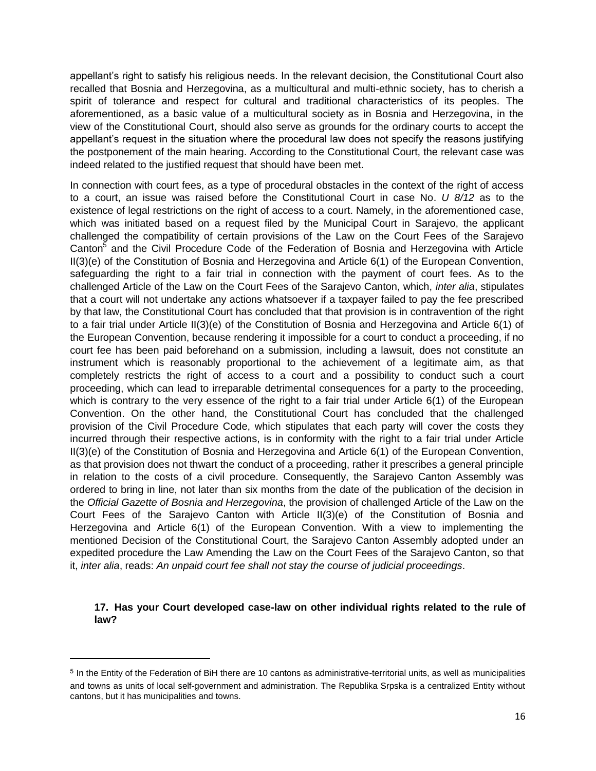appellant's right to satisfy his religious needs. In the relevant decision, the Constitutional Court also recalled that Bosnia and Herzegovina, as a multicultural and multi-ethnic society, has to cherish a spirit of tolerance and respect for cultural and traditional characteristics of its peoples. The aforementioned, as a basic value of a multicultural society as in Bosnia and Herzegovina, in the view of the Constitutional Court, should also serve as grounds for the ordinary courts to accept the appellant's request in the situation where the procedural law does not specify the reasons justifying the postponement of the main hearing. According to the Constitutional Court, the relevant case was indeed related to the justified request that should have been met.

In connection with court fees, as a type of procedural obstacles in the context of the right of access to a court, an issue was raised before the Constitutional Court in case No. *U 8/12* as to the existence of legal restrictions on the right of access to a court. Namely, in the aforementioned case, which was initiated based on a request filed by the Municipal Court in Sarajevo, the applicant challenged the compatibility of certain provisions of the Law on the Court Fees of the Sarajevo Canton[5] and the Civil Procedure Code of the Federation of Bosnia and Herzegovina with Article II(3)(e) of the Constitution of Bosnia and Herzegovina and Article 6(1) of the European Convention, safeguarding the right to a fair trial in connection with the payment of court fees. As to the challenged Article of the Law on the Court Fees of the Sarajevo Canton, which, *inter alia*, stipulates that a court will not undertake any actions whatsoever if a taxpayer failed to pay the fee prescribed by that law, the Constitutional Court has concluded that that provision is in contravention of the right to a fair trial under Article II(3)(e) of the Constitution of Bosnia and Herzegovina and Article 6(1) of the European Convention, because rendering it impossible for a court to conduct a proceeding, if no court fee has been paid beforehand on a submission, including a lawsuit, does not constitute an instrument which is reasonably proportional to the achievement of a legitimate aim, as that completely restricts the right of access to a court and a possibility to conduct such a court proceeding, which can lead to irreparable detrimental consequences for a party to the proceeding, which is contrary to the very essence of the right to a fair trial under Article 6(1) of the European Convention. On the other hand, the Constitutional Court has concluded that the challenged provision of the Civil Procedure Code, which stipulates that each party will cover the costs they incurred through their respective actions, is in conformity with the right to a fair trial under Article II(3)(e) of the Constitution of Bosnia and Herzegovina and Article 6(1) of the European Convention, as that provision does not thwart the conduct of a proceeding, rather it prescribes a general principle in relation to the costs of a civil procedure. Consequently, the Sarajevo Canton Assembly was ordered to bring in line, not later than six months from the date of the publication of the decision in the *Official Gazette of Bosnia and Herzegovina*, the provision of challenged Article of the Law on the Court Fees of the Sarajevo Canton with Article II(3)(e) of the Constitution of Bosnia and Herzegovina and Article 6(1) of the European Convention. With a view to implementing the mentioned Decision of the Constitutional Court, the Sarajevo Canton Assembly adopted under an expedited procedure the Law Amending the Law on the Court Fees of the Sarajevo Canton, so that it, *inter alia*, reads: *An unpaid court fee shall not stay the course of judicial proceedings*.

**17. Has your Court developed case-law on other individual rights related to the rule of law?**

[5] In the Entity of the Federation of BiH there are 10 cantons as administrative-territorial units, as well as municipalities and towns as units of local self-government and administration. The Republika Srpska is a centralized Entity without cantons, but it has municipalities and towns.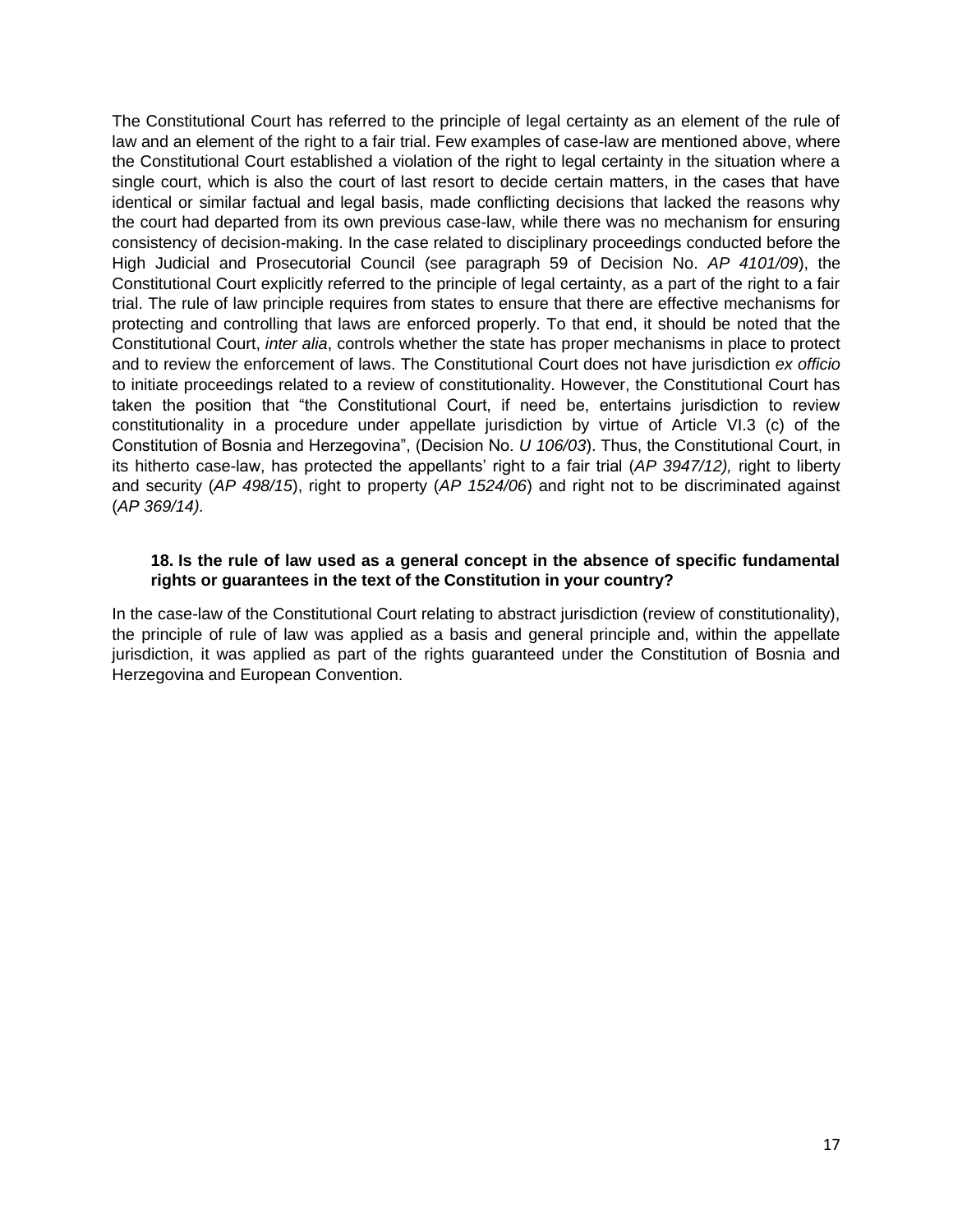The Constitutional Court has referred to the principle of legal certainty as an element of the rule of law and an element of the right to a fair trial. Few examples of case-law are mentioned above, where the Constitutional Court established a violation of the right to legal certainty in the situation where a single court, which is also the court of last resort to decide certain matters, in the cases that have identical or similar factual and legal basis, made conflicting decisions that lacked the reasons why the court had departed from its own previous case-law, while there was no mechanism for ensuring consistency of decision-making. In the case related to disciplinary proceedings conducted before the High Judicial and Prosecutorial Council (see paragraph 59 of Decision No. *AP 4101/09*), the Constitutional Court explicitly referred to the principle of legal certainty, as a part of the right to a fair trial. The rule of law principle requires from states to ensure that there are effective mechanisms for protecting and controlling that laws are enforced properly. To that end, it should be noted that the Constitutional Court, *inter alia*, controls whether the state has proper mechanisms in place to protect and to review the enforcement of laws. The Constitutional Court does not have jurisdiction *ex officio* to initiate proceedings related to a review of constitutionality. However, the Constitutional Court has taken the position that "the Constitutional Court, if need be, entertains jurisdiction to review constitutionality in a procedure under appellate jurisdiction by virtue of Article VI.3 (c) of the Constitution of Bosnia and Herzegovina", (Decision No. *U 106/03*). Thus, the Constitutional Court, in its hitherto case-law, has protected the appellants' right to a fair trial (*AP 3947/12),* right to liberty and security (*AP 498/15*), right to property (*AP 1524/06*) and right not to be discriminated against (*AP 369/14)*.

**18. Is the rule of law used as a general concept in the absence of specific fundamental rights or guarantees in the text of the Constitution in your country?**

In the case-law of the Constitutional Court relating to abstract jurisdiction (review of constitutionality), the principle of rule of law was applied as a basis and general principle and, within the appellate jurisdiction, it was applied as part of the rights guaranteed under the Constitution of Bosnia and Herzegovina and European Convention.